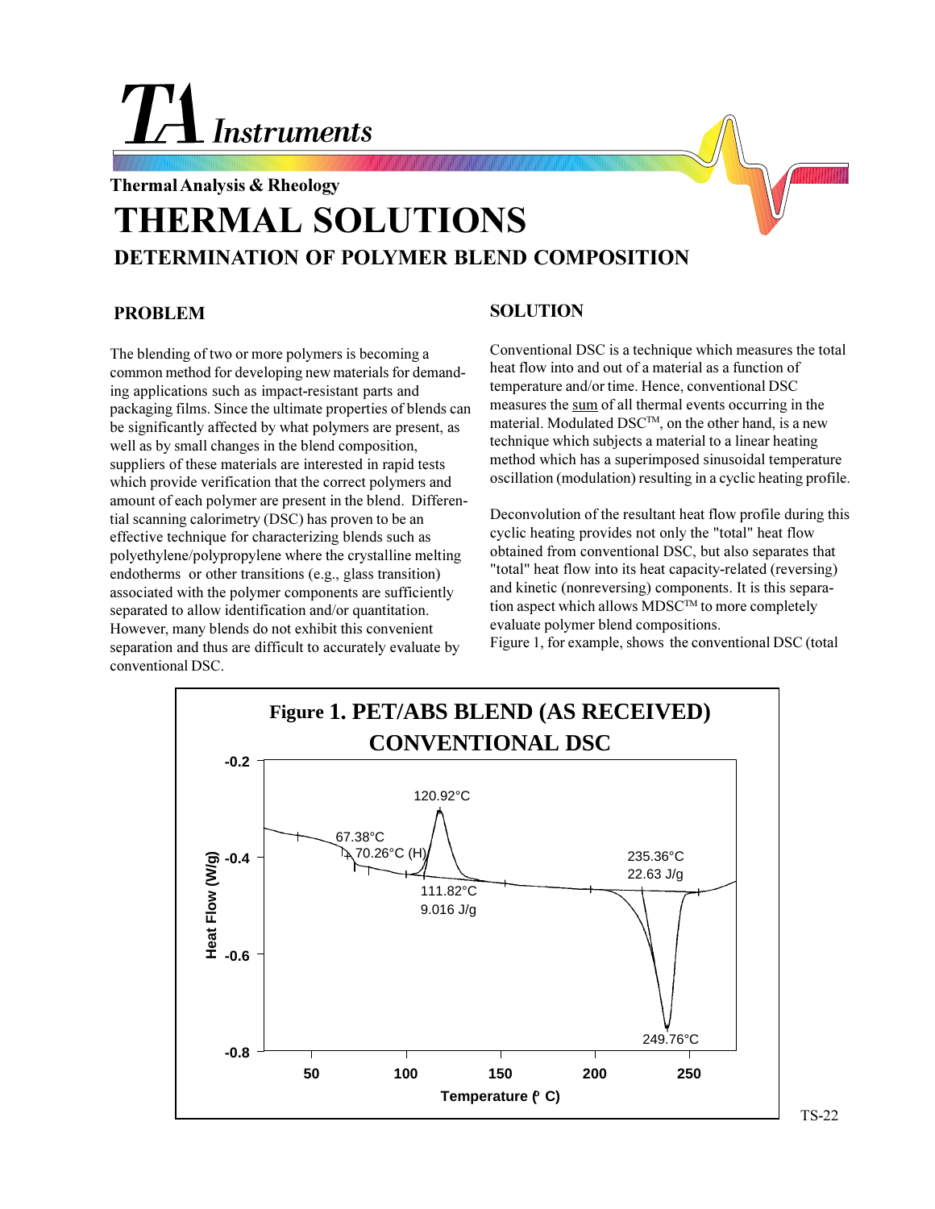# TA Instruments

**Thermal Analysis & Rheology**

# THERMAL SOLUTIONS

## DETERMINATION OF POLYMER BLEND COMPOSITION

### PROBLEM

The blending of two or more polymers is becoming a common method for developing new materials for demanding applications such as impact-resistant parts and packaging films. Since the ultimate properties of blends can be significantly affected by what polymers are present, as well as by small changes in the blend composition, suppliers of these materials are interested in rapid tests which provide verification that the correct polymers and amount of each polymer are present in the blend. Differential scanning calorimetry (DSC) has proven to be an effective technique for characterizing blends such as polyethylene/polypropylene where the crystalline melting endotherms or other transitions (e.g., glass transition) associated with the polymer components are sufficiently separated to allow identification and/or quantitation. However, many blends do not exhibit this convenient separation and thus are difficult to accurately evaluate by conventional DSC.

### SOLUTION

Conventional DSC is a technique which measures the total heat flow into and out of a material as a function of temperature and/or time. Hence, conventional DSC measures the sum of all thermal events occurring in the material. Modulated DSC™, on the other hand, is a new technique which subjects a material to a linear heating method which has a superimposed sinusoidal temperature oscillation (modulation) resulting in a cyclic heating profile.

Deconvolution of the resultant heat flow profile during this cyclic heating provides not only the "total" heat flow obtained from conventional DSC, but also separates that "total" heat flow into its heat capacity-related (reversing) and kinetic (nonreversing) components. It is this separation aspect which allows MDSC™ to more completely evaluate polymer blend compositions.

Figure 1, for example, shows the conventional DSC (total

**Figure 1. PET/ABS BLEND (AS RECEIVED) CONVENTIONAL DSC**

Heat Flow (W/g) vs. Temperature (°C). Annotations: 67.38°C, 70.26°C (H), 120.92°C, 111.82°C 9.016 J/g, 235.36°C 22.63 J/g, 249.76°C.

TS-22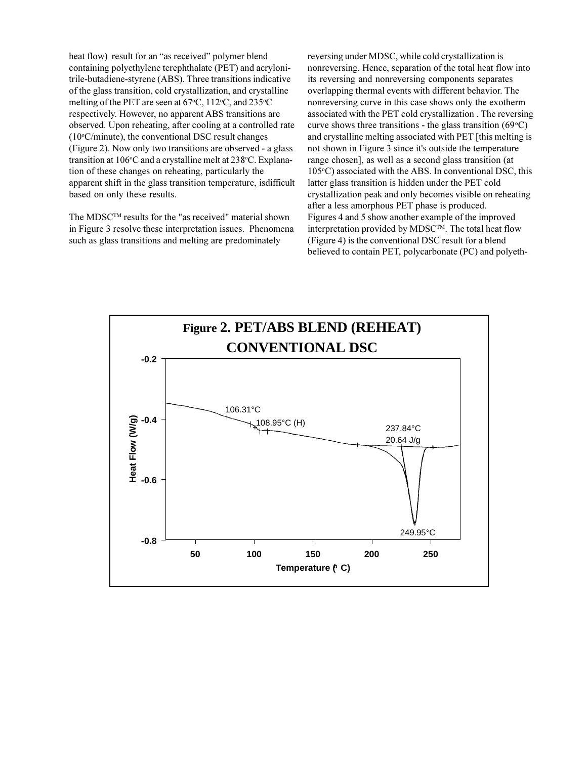heat flow) result for an "as received" polymer blend containing polyethylene terephthalate (PET) and acrylonitrile-butadiene-styrene (ABS). Three transitions indicative of the glass transition, cold crystallization, and crystalline melting of the PET are seen at 67ºC, 112ºC, and 235ºC respectively. However, no apparent ABS transitions are observed. Upon reheating, after cooling at a controlled rate (10ºC/minute), the conventional DSC result changes (Figure 2). Now only two transitions are observed - a glass transition at 106ºC and a crystalline melt at 238ºC. Explanation of these changes on reheating, particularly the apparent shift in the glass transition temperature, isdifficult based on only these results.

The MDSC™ results for the "as received" material shown in Figure 3 resolve these interpretation issues. Phenomena such as glass transitions and melting are predominately reversing under MDSC, while cold crystallization is nonreversing. Hence, separation of the total heat flow into its reversing and nonreversing components separates overlapping thermal events with different behavior. The nonreversing curve in this case shows only the exotherm associated with the PET cold crystallization . The reversing curve shows three transitions - the glass transition (69ºC) and crystalline melting associated with PET [this melting is not shown in Figure 3 since it's outside the temperature range chosen], as well as a second glass transition (at 105ºC) associated with the ABS. In conventional DSC, this latter glass transition is hidden under the PET cold crystallization peak and only becomes visible on reheating after a less amorphous PET phase is produced.

Figures 4 and 5 show another example of the improved interpretation provided by MDSC™. The total heat flow (Figure 4) is the conventional DSC result for a blend believed to contain PET, polycarbonate (PC) and polyeth-

**Figure 2. PET/ABS BLEND (REHEAT) CONVENTIONAL DSC**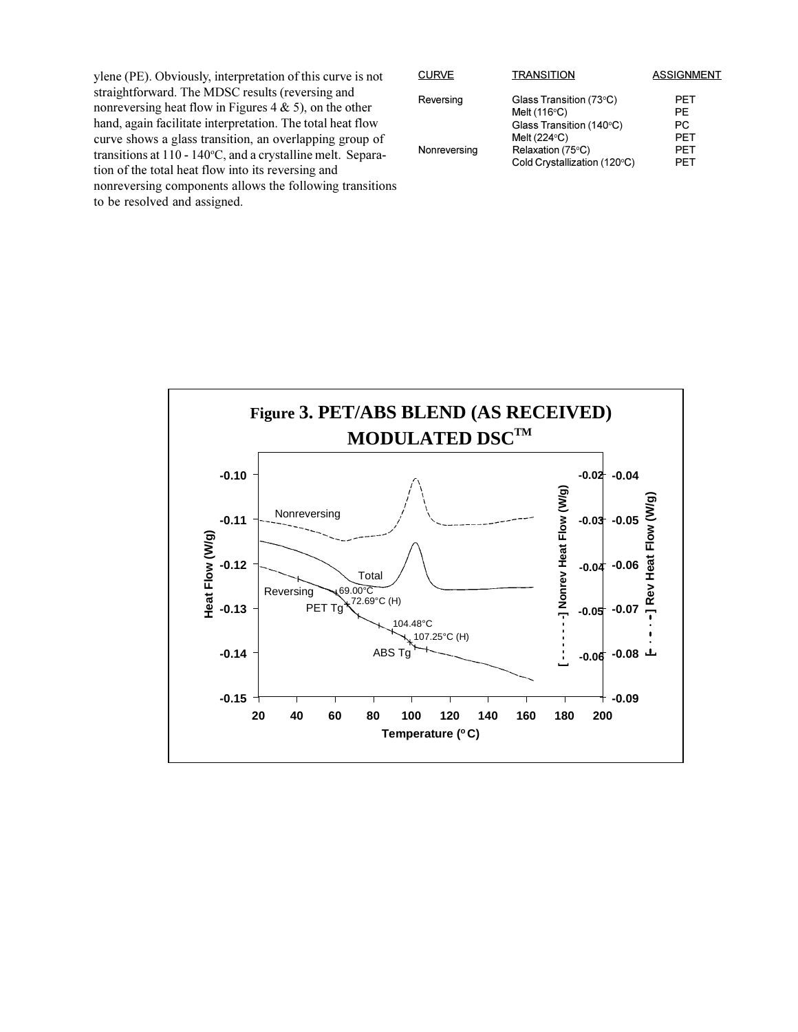ylene (PE). Obviously, interpretation of this curve is not straightforward. The MDSC results (reversing and nonreversing heat flow in Figures 4 & 5), on the other hand, again facilitate interpretation. The total heat flow curve shows a glass transition, an overlapping group of transitions at 110 - 140°C, and a crystalline melt. Separation of the total heat flow into its reversing and nonreversing components allows the following transitions to be resolved and assigned.

| CURVE | TRANSITION | ASSIGNMENT |
| --- | --- | --- |
| Reversing | Glass Transition (73°C) | PET |
| | Melt (116°C) | PE |
| | Glass Transition (140°C) | PC |
| | Melt (224°C) | PET |
| Nonreversing | Relaxation (75°C) | PET |
| | Cold Crystallization (120°C) | PET |

**Figure 3. PET/ABS BLEND (AS RECEIVED) MODULATED DSC™**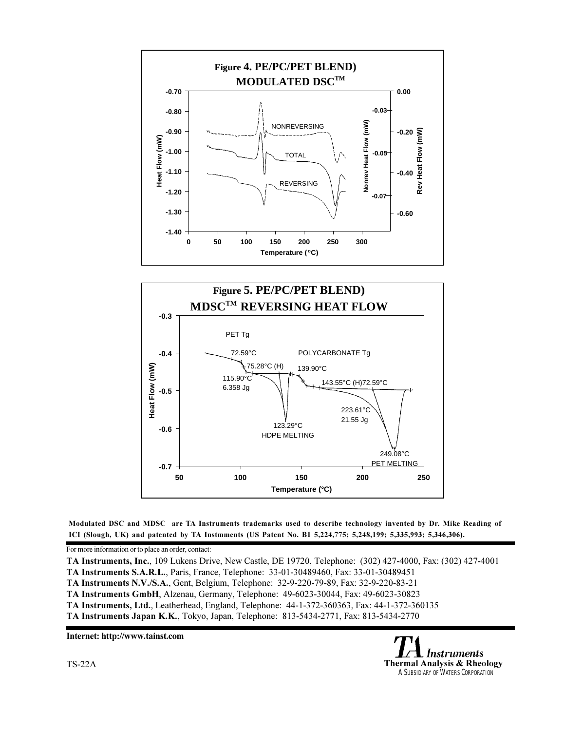**Figure 4. PE/PC/PET BLEND)**
**MODULATED DSC™**

-0.70
-0.80
-0.90
-1.00
-1.10
-1.20
-1.30
-1.40

Heat Flow (mW)

0.00
-0.03
-0.20
-0.05
-0.40
-0.07
-0.60

Nonrev Heat Flow (mW)
Rev Heat Flow (mW)

NONREVERSING
TOTAL
REVERSING

0 50 100 150 200 250 300

Temperature (°C)

**Figure 5. PE/PC/PET BLEND)**
**MDSC™ REVERSING HEAT FLOW**

-0.3
-0.4
-0.5
-0.6
-0.7

Heat Flow (mW)

PET Tg
72.59°C
75.28°C (H)
115.90°C
6.358 Jg
POLYCARBONATE Tg
139.90°C
143.55°C (H)72.59°C
223.61°C
21.55 Jg
123.29°C
HDPE MELTING
249.08°C
PET MELTING

50 100 150 200 250

Temperature (°C)

**Modulated DSC and MDSC are TA Instruments trademarks used to describe technology invented by Dr. Mike Reading of ICI (Slough, UK) and patented by TA Instmments (US Patent No. B1 5,224,775; 5,248,199; 5,335,993; 5,346,306).**

---

For more information or to place an order, contact:

**TA Instruments, Inc.**, 109 Lukens Drive, New Castle, DE 19720, Telephone: (302) 427-4000, Fax: (302) 427-4001
**TA Instruments S.A.R.L.**, Paris, France, Telephone: 33-01-30489460, Fax: 33-01-30489451
**TA Instruments N.V./S.A.**, Gent, Belgium, Telephone: 32-9-220-79-89, Fax: 32-9-220-83-21
**TA Instruments GmbH**, Alzenau, Germany, Telephone: 49-6023-30044, Fax: 49-6023-30823
**TA Instruments, Ltd.**, Leatherhead, England, Telephone: 44-1-372-360363, Fax: 44-1-372-360135
**TA Instruments Japan K.K.**, Tokyo, Japan, Telephone: 813-5434-2771, Fax: 813-5434-2770

---

**Internet: http://www.tainst.com**

TS-22A

**TA Instruments**
**Thermal Analysis & Rheology**
A SUBSIDIARY OF WATERS CORPORATION